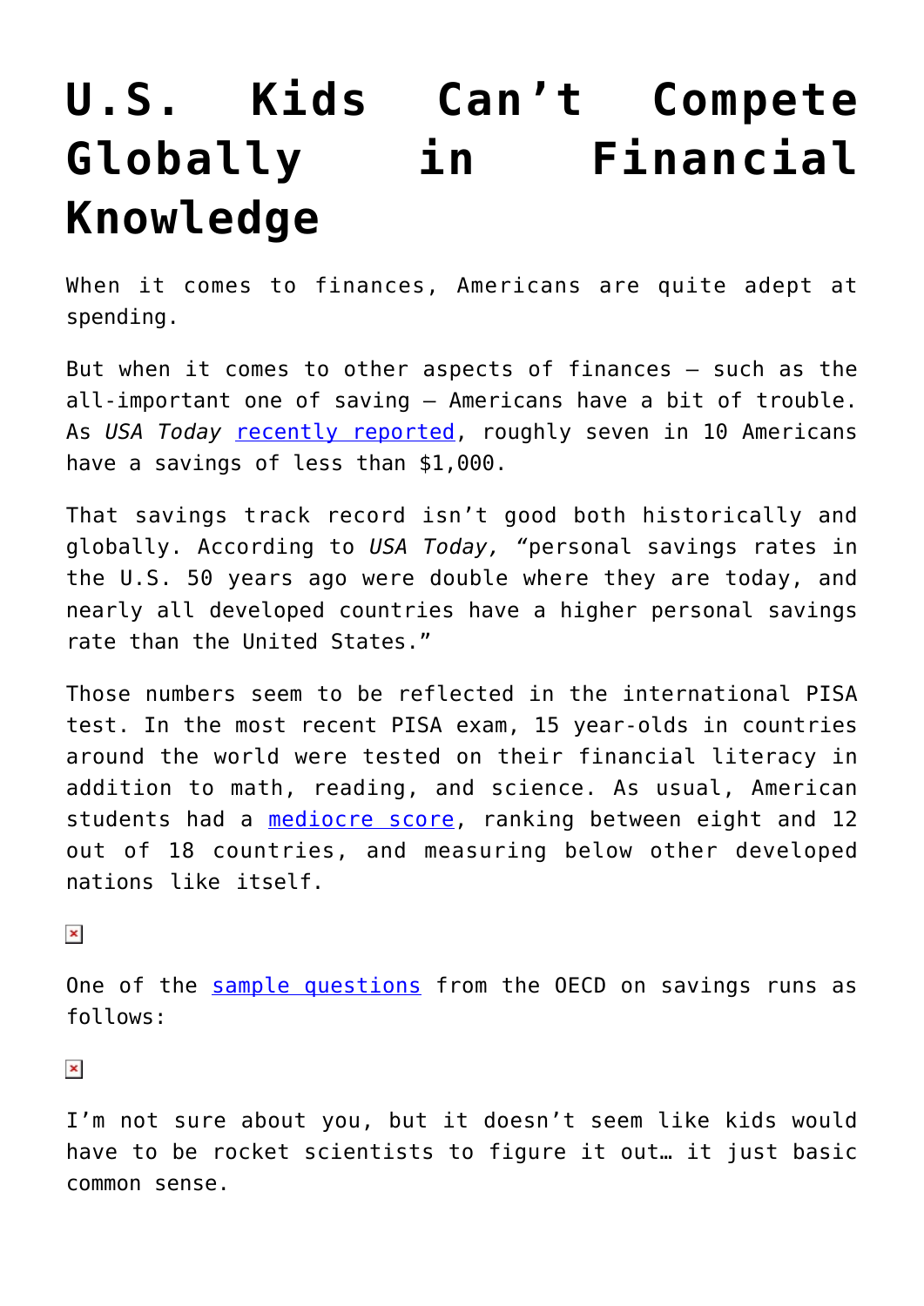# U.S. Kids Can't Compete Globally in Financial Knowledge

When it comes to finances, Americans are quite adept at spending.

But when it comes to other aspects of finances – such as the all-important one of saving – Americans have a bit of trouble. As *USA Today* recently reported, roughly seven in 10 Americans have a savings of less than $1,000.

That savings track record isn't good both historically and globally. According to *USA Today*, "personal savings rates in the U.S. 50 years ago were double where they are today, and nearly all developed countries have a higher personal savings rate than the United States."

Those numbers seem to be reflected in the international PISA test. In the most recent PISA exam, 15 year-olds in countries around the world were tested on their financial literacy in addition to math, reading, and science. As usual, American students had a mediocre score, ranking between eight and 12 out of 18 countries, and measuring below other developed nations like itself.

One of the sample questions from the OECD on savings runs as follows:

I'm not sure about you, but it doesn't seem like kids would have to be rocket scientists to figure it out… it just basic common sense.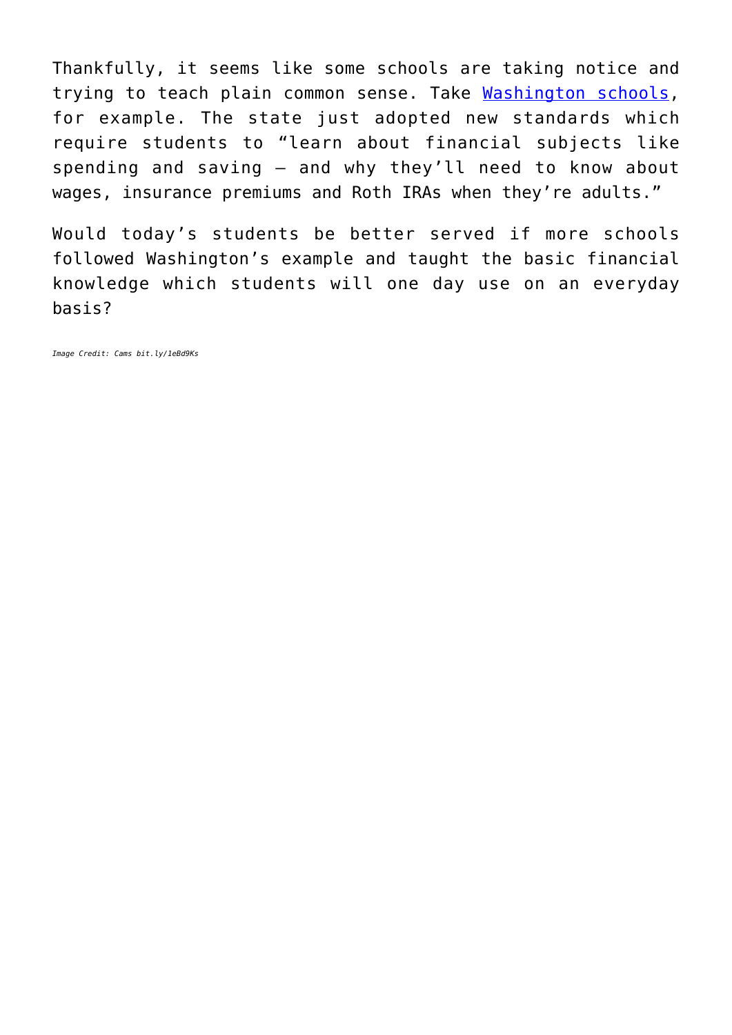Thankfully, it seems like some schools are taking notice and trying to teach plain common sense. Take [Washington schools](), for example. The state just adopted new standards which require students to "learn about financial subjects like spending and saving – and why they'll need to know about wages, insurance premiums and Roth IRAs when they're adults."

Would today's students be better served if more schools followed Washington's example and taught the basic financial knowledge which students will one day use on an everyday basis?

*Image Credit: Cams bit.ly/1eBd9Ks*